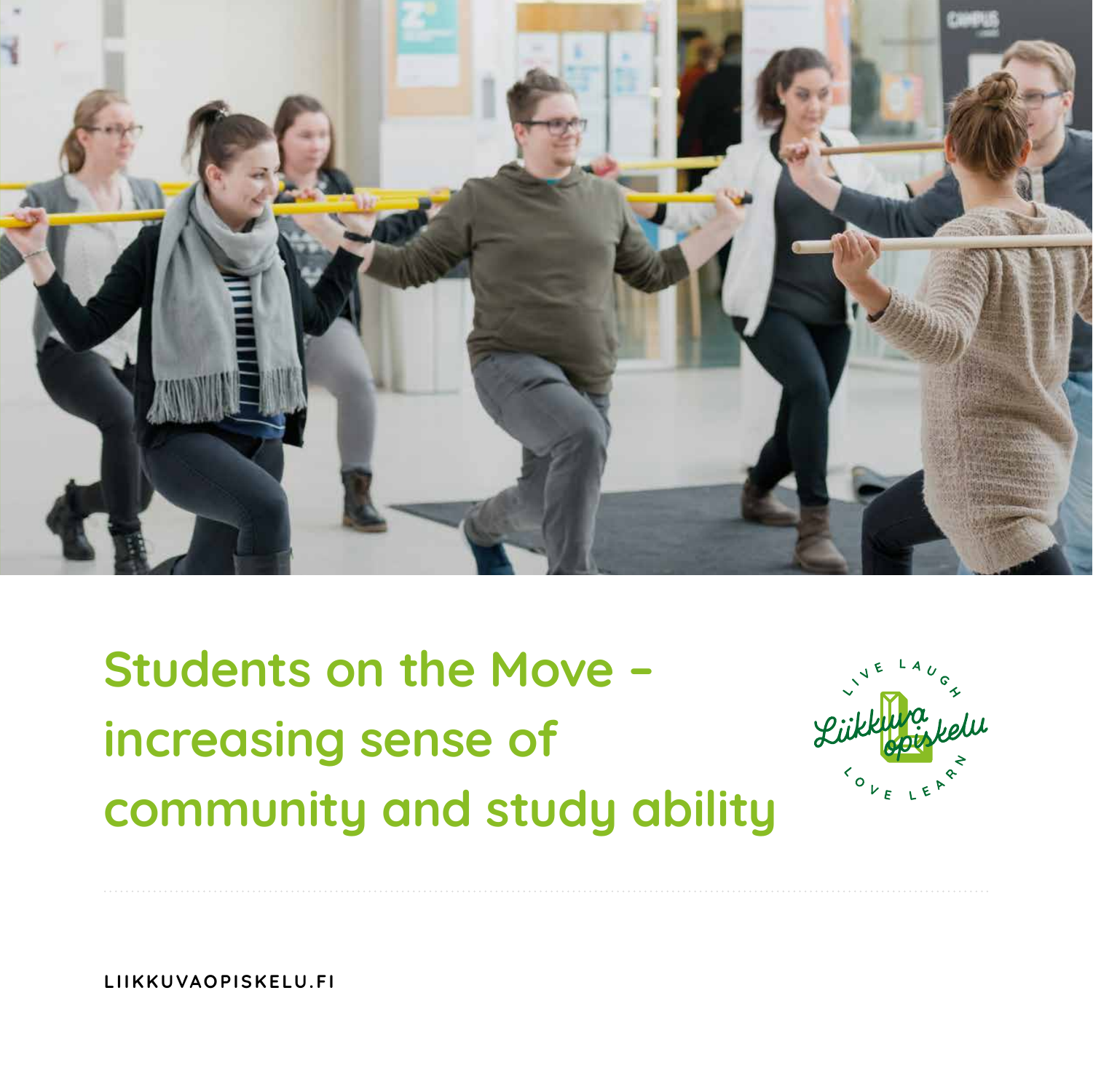# Students on the Move – increasing sense of community and study ability

LIIKKUVAOPISKELU.FI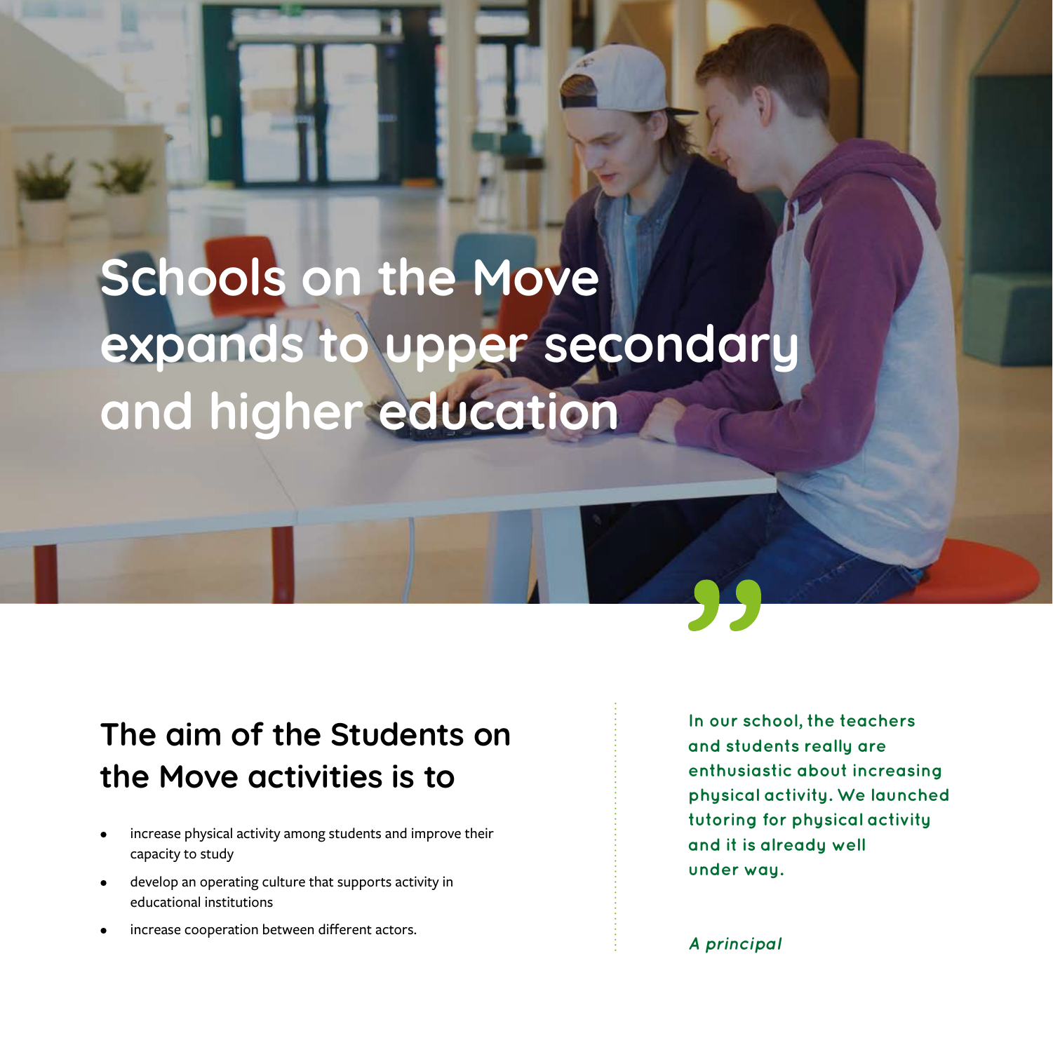# Schools on the Move expands to upper secondary and higher education

## The aim of the Students on the Move activities is to

- increase physical activity among students and improve their capacity to study
- develop an operating culture that supports activity in educational institutions
- increase cooperation between different actors.

"

**In our school, the teachers and students really are enthusiastic about increasing physical activity. We launched tutoring for physical activity and it is already well under way.**

*A principal*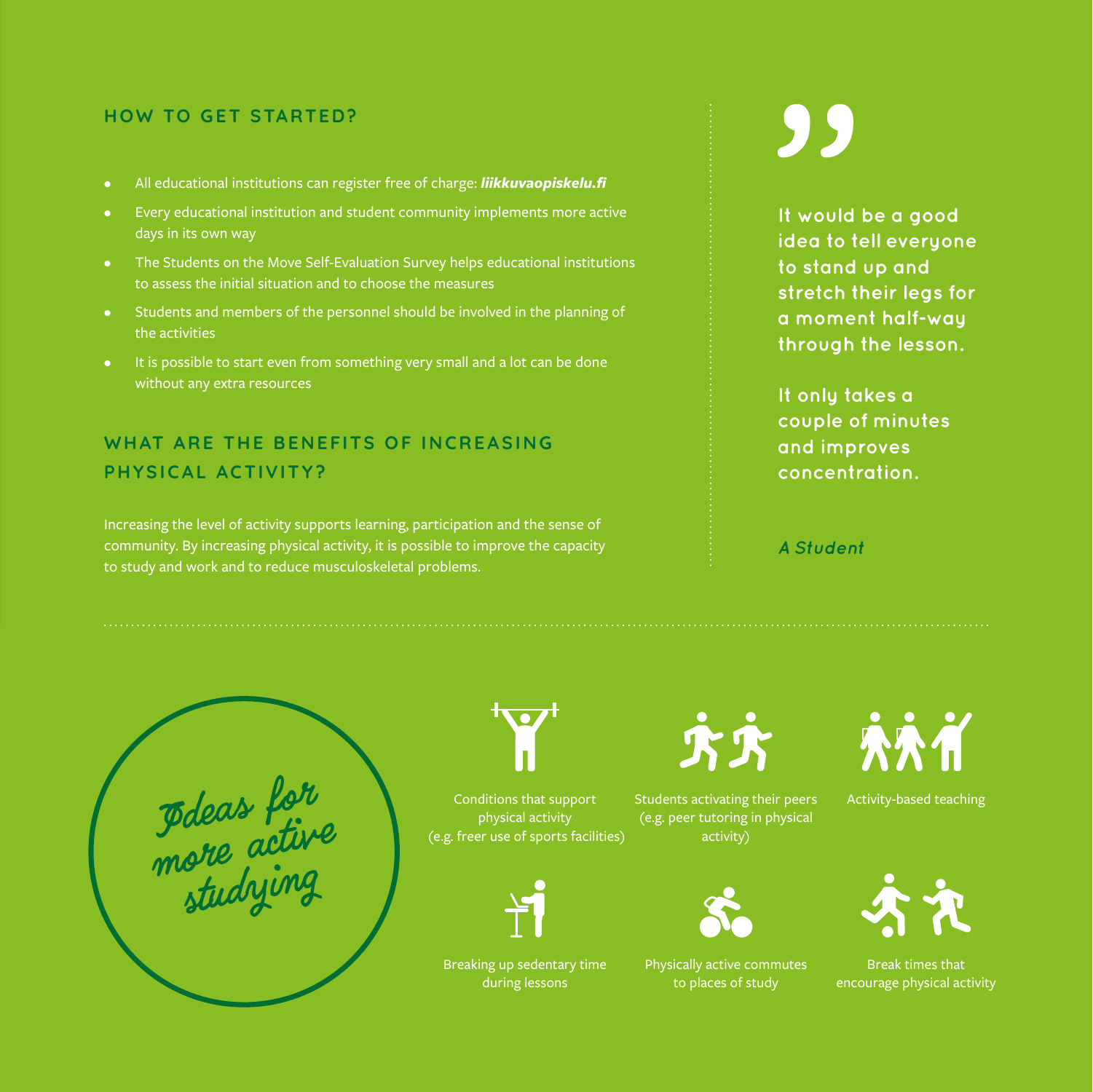## HOW TO GET STARTED?

- All educational institutions can register free of charge: ***liikkuvaopiskelu.fi***
- Every educational institution and student community implements more active days in its own way
- The Students on the Move Self-Evaluation Survey helps educational institutions to assess the initial situation and to choose the measures
- Students and members of the personnel should be involved in the planning of the activities
- It is possible to start even from something very small and a lot can be done without any extra resources

## WHAT ARE THE BENEFITS OF INCREASING PHYSICAL ACTIVITY?

Increasing the level of activity supports learning, participation and the sense of community. By increasing physical activity, it is possible to improve the capacity to study and work and to reduce musculoskeletal problems.

> **It would be a good idea to tell everyone to stand up and stretch their legs for a moment half-way through the lesson.**
>
> **It only takes a couple of minutes and improves concentration.**
>
> ***A Student***

## Ideas for more active studying

- Conditions that support physical activity (e.g. freer use of sports facilities)
- Students activating their peers (e.g. peer tutoring in physical activity)
- Activity-based teaching
- Breaking up sedentary time during lessons
- Physically active commutes to places of study
- Break times that encourage physical activity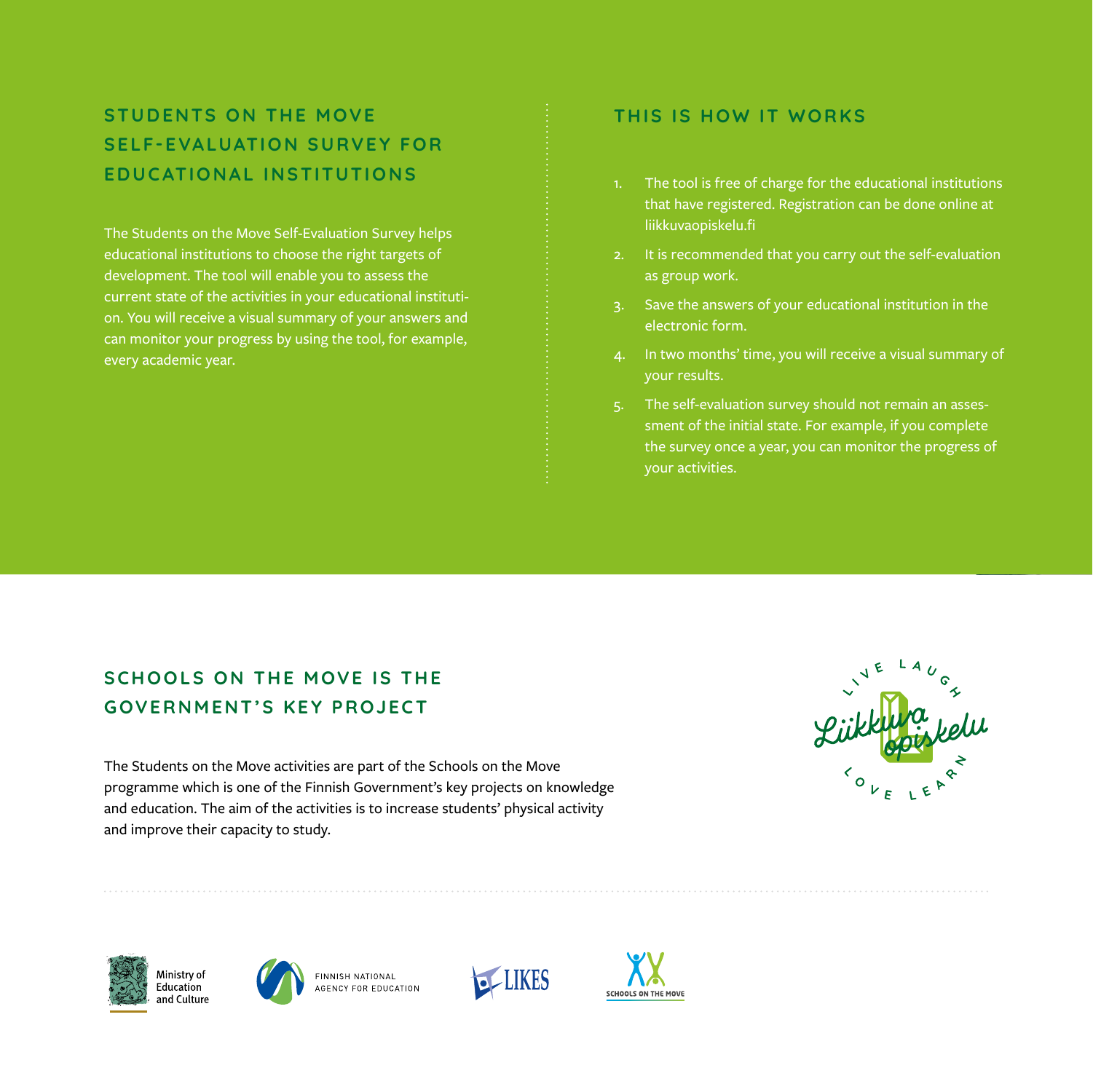## STUDENTS ON THE MOVE SELF-EVALUATION SURVEY FOR EDUCATIONAL INSTITUTIONS

The Students on the Move Self-Evaluation Survey helps educational institutions to choose the right targets of development. The tool will enable you to assess the current state of the activities in your educational institution. You will receive a visual summary of your answers and can monitor your progress by using the tool, for example, every academic year.

## THIS IS HOW IT WORKS

1. The tool is free of charge for the educational institutions that have registered. Registration can be done online at liikkuvaopiskelu.fi
2. It is recommended that you carry out the self-evaluation as group work.
3. Save the answers of your educational institution in the electronic form.
4. In two months' time, you will receive a visual summary of your results.
5. The self-evaluation survey should not remain an assessment of the initial state. For example, if you complete the survey once a year, you can monitor the progress of your activities.

## SCHOOLS ON THE MOVE IS THE GOVERNMENT'S KEY PROJECT

The Students on the Move activities are part of the Schools on the Move programme which is one of the Finnish Government's key projects on knowledge and education. The aim of the activities is to increase students' physical activity and improve their capacity to study.

LIVE LAUGH Liikkuva opiskelu LOVE LEARN

Ministry of Education and Culture

FINNISH NATIONAL AGENCY FOR EDUCATION

LIKES

SCHOOLS ON THE MOVE